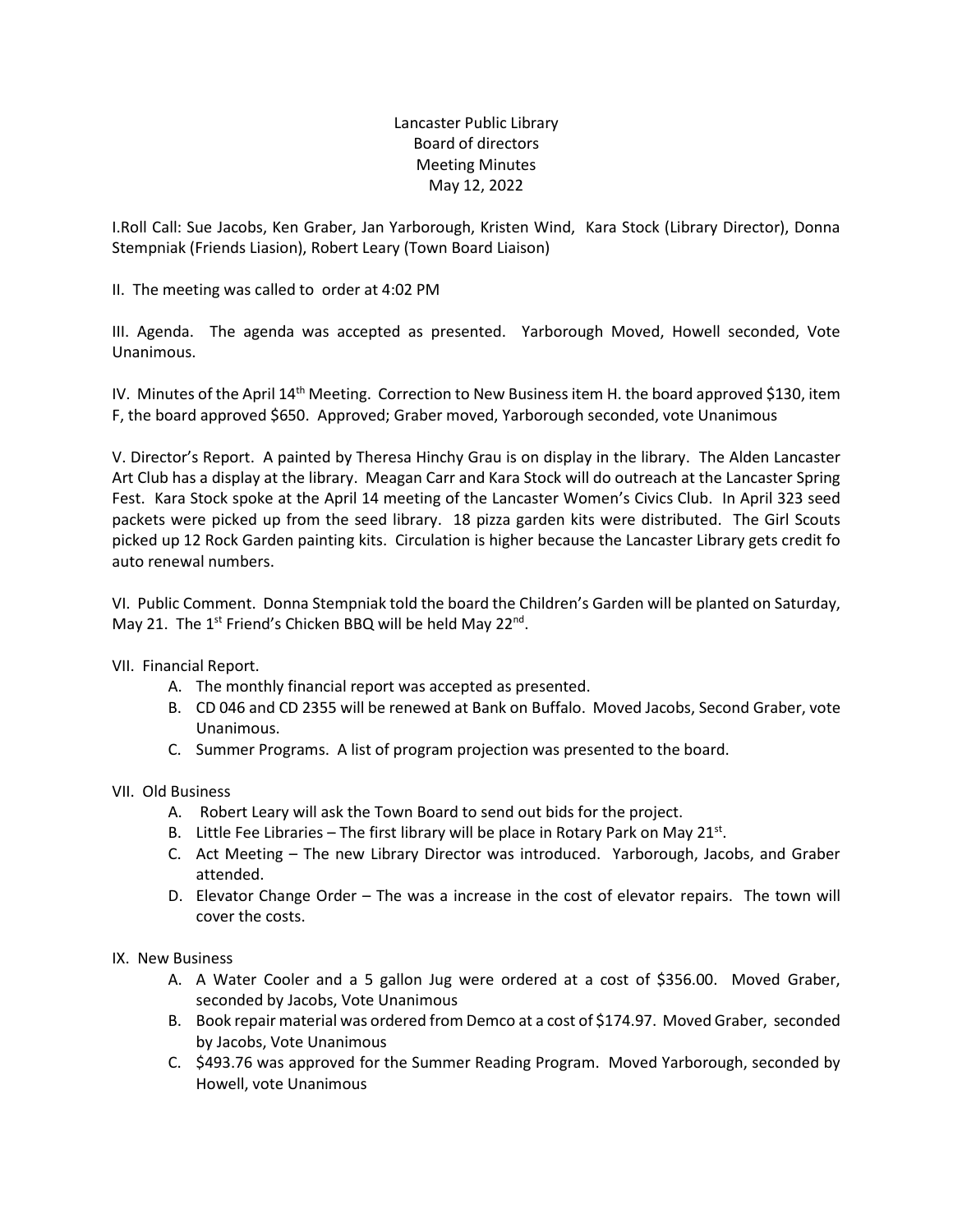Lancaster Public Library
Board of directors
Meeting Minutes
May 12, 2022

I.Roll Call: Sue Jacobs, Ken Graber, Jan Yarborough, Kristen Wind, Kara Stock (Library Director), Donna Stempniak (Friends Liasion), Robert Leary (Town Board Liaison)

II. The meeting was called to order at 4:02 PM

III. Agenda. The agenda was accepted as presented. Yarborough Moved, Howell seconded, Vote Unanimous.

IV. Minutes of the April 14th Meeting. Correction to New Business item H. the board approved $130, item F, the board approved $650. Approved; Graber moved, Yarborough seconded, vote Unanimous

V. Director's Report. A painted by Theresa Hinchy Grau is on display in the library. The Alden Lancaster Art Club has a display at the library. Meagan Carr and Kara Stock will do outreach at the Lancaster Spring Fest. Kara Stock spoke at the April 14 meeting of the Lancaster Women's Civics Club. In April 323 seed packets were picked up from the seed library. 18 pizza garden kits were distributed. The Girl Scouts picked up 12 Rock Garden painting kits. Circulation is higher because the Lancaster Library gets credit fo auto renewal numbers.

VI. Public Comment. Donna Stempniak told the board the Children's Garden will be planted on Saturday, May 21. The 1st Friend's Chicken BBQ will be held May 22nd.

VII. Financial Report.

A. The monthly financial report was accepted as presented.
B. CD 046 and CD 2355 will be renewed at Bank on Buffalo. Moved Jacobs, Second Graber, vote Unanimous.
C. Summer Programs. A list of program projection was presented to the board.

VII. Old Business

A. Robert Leary will ask the Town Board to send out bids for the project.
B. Little Fee Libraries – The first library will be place in Rotary Park on May 21st.
C. Act Meeting – The new Library Director was introduced. Yarborough, Jacobs, and Graber attended.
D. Elevator Change Order – The was a increase in the cost of elevator repairs. The town will cover the costs.

IX. New Business

A. A Water Cooler and a 5 gallon Jug were ordered at a cost of $356.00. Moved Graber, seconded by Jacobs, Vote Unanimous
B. Book repair material was ordered from Demco at a cost of $174.97. Moved Graber, seconded by Jacobs, Vote Unanimous
C. $493.76 was approved for the Summer Reading Program. Moved Yarborough, seconded by Howell, vote Unanimous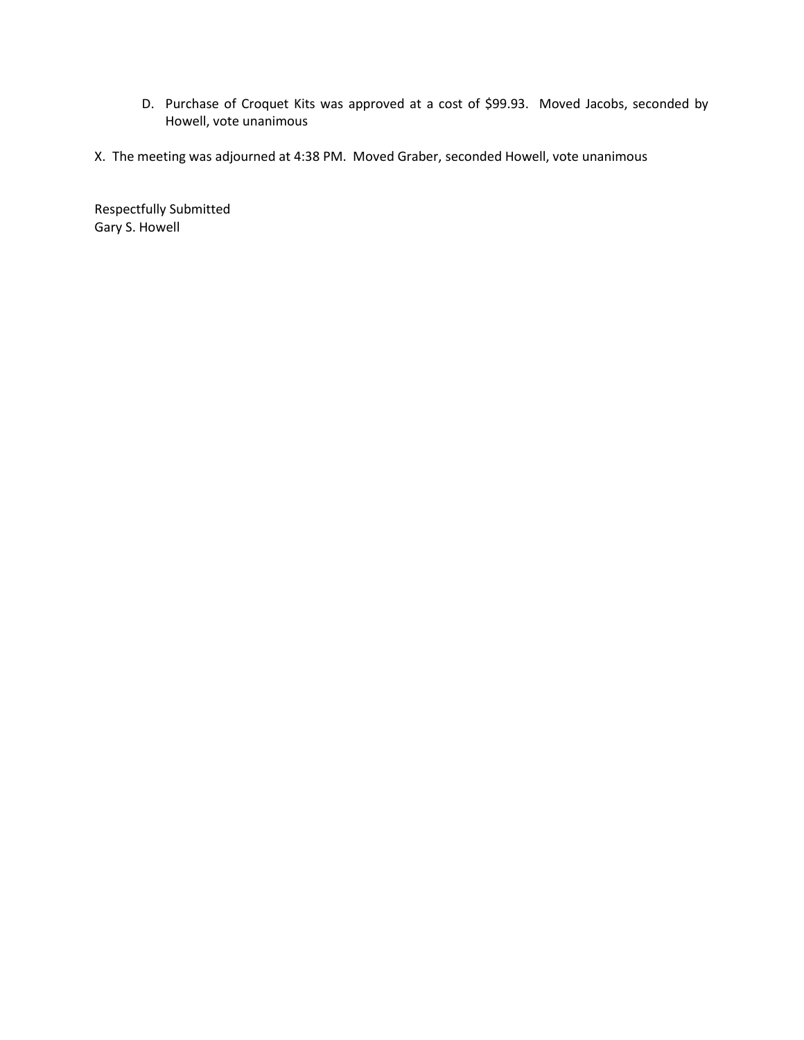D. Purchase of Croquet Kits was approved at a cost of $99.93. Moved Jacobs, seconded by Howell, vote unanimous

X. The meeting was adjourned at 4:38 PM. Moved Graber, seconded Howell, vote unanimous

Respectfully Submitted
Gary S. Howell